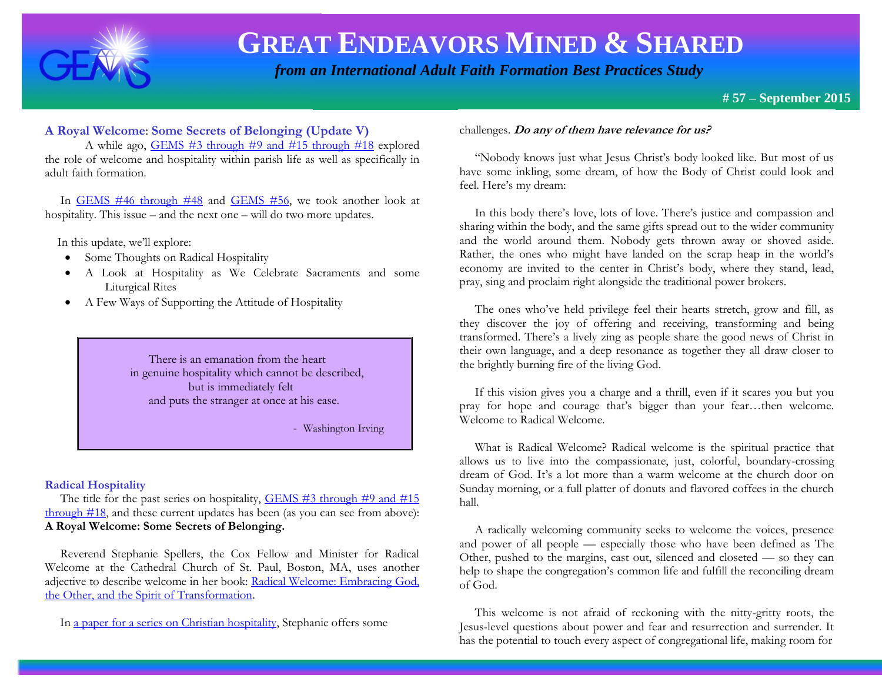# GREAT ENDEAVORS MINED & SHARED

*from an International Adult Faith Formation Best Practices Study*

**# 57 – September 2015**

## A Royal Welcome: Some Secrets of Belonging (Update V)

A while ago, GEMS #3 through #9 and #15 through #18 explored the role of welcome and hospitality within parish life as well as specifically in adult faith formation.

In GEMS #46 through #48 and GEMS #56, we took another look at hospitality. This issue – and the next one – will do two more updates.

In this update, we'll explore:

- Some Thoughts on Radical Hospitality
- A Look at Hospitality as We Celebrate Sacraments and some Liturgical Rites
- A Few Ways of Supporting the Attitude of Hospitality

> There is an emanation from the heart
> in genuine hospitality which cannot be described,
> but is immediately felt
> and puts the stranger at once at his ease.
>
> - Washington Irving

### Radical Hospitality

The title for the past series on hospitality, GEMS #3 through #9 and #15 through #18, and these current updates has been (as you can see from above): **A Royal Welcome: Some Secrets of Belonging.**

Reverend Stephanie Spellers, the Cox Fellow and Minister for Radical Welcome at the Cathedral Church of St. Paul, Boston, MA, uses another adjective to describe welcome in her book: Radical Welcome: Embracing God, the Other, and the Spirit of Transformation.

In a paper for a series on Christian hospitality, Stephanie offers some challenges. ***Do any of them have relevance for us?***

"Nobody knows just what Jesus Christ's body looked like. But most of us have some inkling, some dream, of how the Body of Christ could look and feel. Here's my dream:

In this body there's love, lots of love. There's justice and compassion and sharing within the body, and the same gifts spread out to the wider community and the world around them. Nobody gets thrown away or shoved aside. Rather, the ones who might have landed on the scrap heap in the world's economy are invited to the center in Christ's body, where they stand, lead, pray, sing and proclaim right alongside the traditional power brokers.

The ones who've held privilege feel their hearts stretch, grow and fill, as they discover the joy of offering and receiving, transforming and being transformed. There's a lively zing as people share the good news of Christ in their own language, and a deep resonance as together they all draw closer to the brightly burning fire of the living God.

If this vision gives you a charge and a thrill, even if it scares you but you pray for hope and courage that's bigger than your fear…then welcome. Welcome to Radical Welcome.

What is Radical Welcome? Radical welcome is the spiritual practice that allows us to live into the compassionate, just, colorful, boundary-crossing dream of God. It's a lot more than a warm welcome at the church door on Sunday morning, or a full platter of donuts and flavored coffees in the church hall.

A radically welcoming community seeks to welcome the voices, presence and power of all people — especially those who have been defined as The Other, pushed to the margins, cast out, silenced and closeted — so they can help to shape the congregation's common life and fulfill the reconciling dream of God.

This welcome is not afraid of reckoning with the nitty-gritty roots, the Jesus-level questions about power and fear and resurrection and surrender. It has the potential to touch every aspect of congregational life, making room for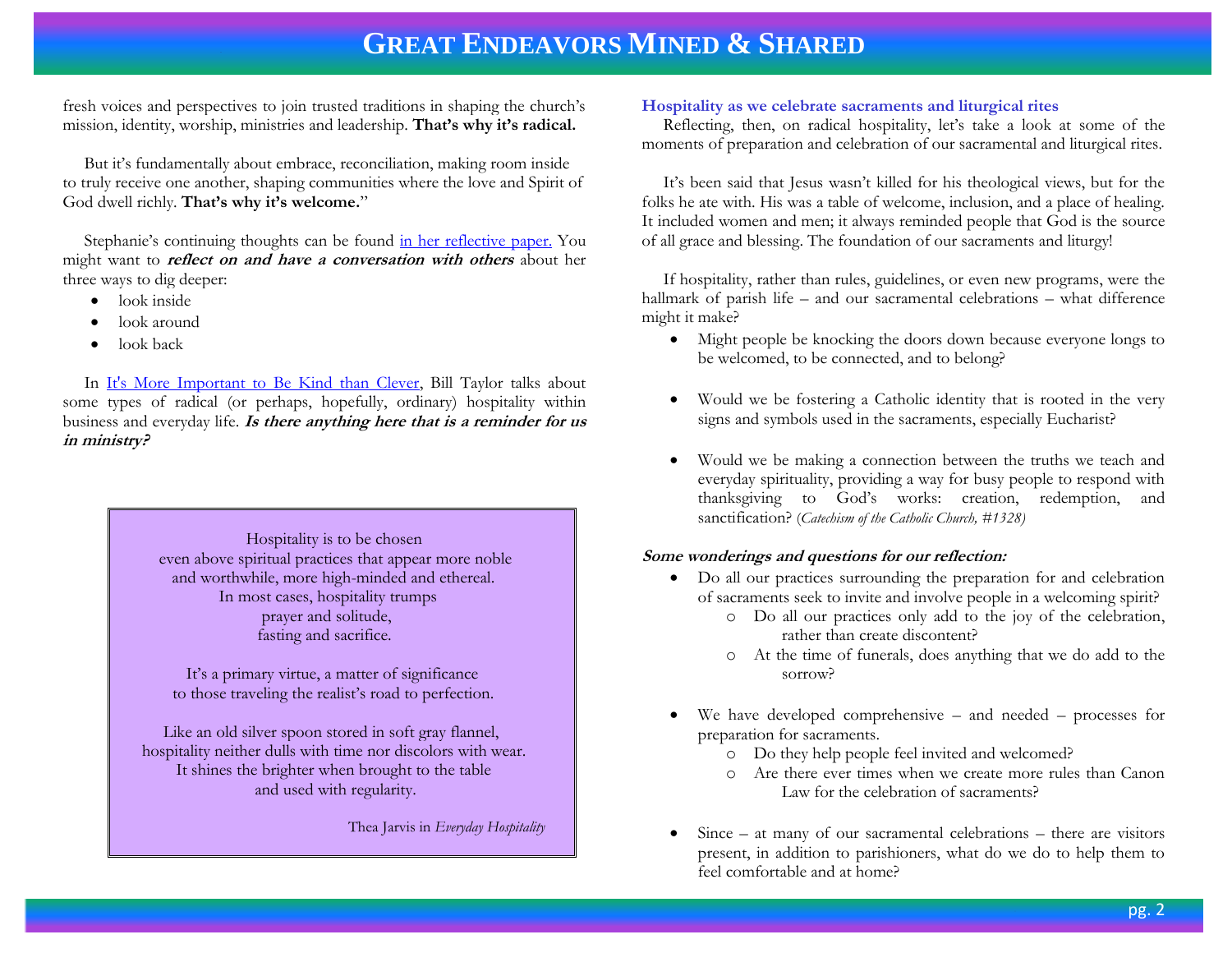fresh voices and perspectives to join trusted traditions in shaping the church's mission, identity, worship, ministries and leadership. **That's why it's radical.**

But it's fundamentally about embrace, reconciliation, making room inside to truly receive one another, shaping communities where the love and Spirit of God dwell richly. **That's why it's welcome.**"

Stephanie's continuing thoughts can be found in her reflective paper. You might want to ***reflect on and have a conversation with others*** about her three ways to dig deeper:

- look inside
- look around
- look back

In It's More Important to Be Kind than Clever, Bill Taylor talks about some types of radical (or perhaps, hopefully, ordinary) hospitality within business and everyday life. ***Is there anything here that is a reminder for us in ministry?***

> Hospitality is to be chosen
> even above spiritual practices that appear more noble
> and worthwhile, more high-minded and ethereal.
> In most cases, hospitality trumps
> prayer and solitude,
> fasting and sacrifice.
>
> It's a primary virtue, a matter of significance
> to those traveling the realist's road to perfection.
>
> Like an old silver spoon stored in soft gray flannel,
> hospitality neither dulls with time nor discolors with wear.
> It shines the brighter when brought to the table
> and used with regularity.
>
> Thea Jarvis in *Everyday Hospitality*

### Hospitality as we celebrate sacraments and liturgical rites

Reflecting, then, on radical hospitality, let's take a look at some of the moments of preparation and celebration of our sacramental and liturgical rites.

It's been said that Jesus wasn't killed for his theological views, but for the folks he ate with. His was a table of welcome, inclusion, and a place of healing. It included women and men; it always reminded people that God is the source of all grace and blessing. The foundation of our sacraments and liturgy!

If hospitality, rather than rules, guidelines, or even new programs, were the hallmark of parish life – and our sacramental celebrations – what difference might it make?

- Might people be knocking the doors down because everyone longs to be welcomed, to be connected, and to belong?
- Would we be fostering a Catholic identity that is rooted in the very signs and symbols used in the sacraments, especially Eucharist?
- Would we be making a connection between the truths we teach and everyday spirituality, providing a way for busy people to respond with thanksgiving to God's works: creation, redemption, and sanctification? (*Catechism of the Catholic Church, #1328)*

***Some wonderings and questions for our reflection:***

- Do all our practices surrounding the preparation for and celebration of sacraments seek to invite and involve people in a welcoming spirit?
  - Do all our practices only add to the joy of the celebration, rather than create discontent?
  - At the time of funerals, does anything that we do add to the sorrow?
- We have developed comprehensive – and needed – processes for preparation for sacraments.
  - Do they help people feel invited and welcomed?
  - Are there ever times when we create more rules than Canon Law for the celebration of sacraments?
- Since – at many of our sacramental celebrations – there are visitors present, in addition to parishioners, what do we do to help them to feel comfortable and at home?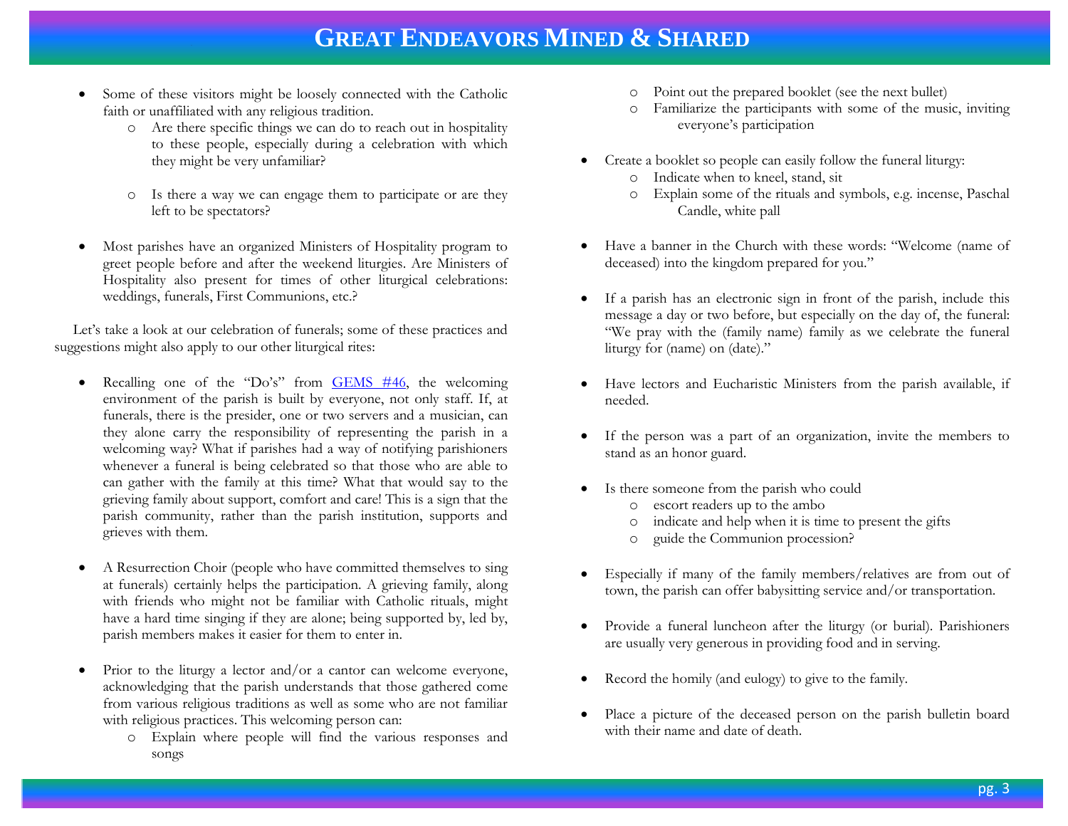- Some of these visitors might be loosely connected with the Catholic faith or unaffiliated with any religious tradition.
    - Are there specific things we can do to reach out in hospitality to these people, especially during a celebration with which they might be very unfamiliar?
    - Is there a way we can engage them to participate or are they left to be spectators?
- Most parishes have an organized Ministers of Hospitality program to greet people before and after the weekend liturgies. Are Ministers of Hospitality also present for times of other liturgical celebrations: weddings, funerals, First Communions, etc.?

Let's take a look at our celebration of funerals; some of these practices and suggestions might also apply to our other liturgical rites:

- Recalling one of the "Do's" from GEMS #46, the welcoming environment of the parish is built by everyone, not only staff. If, at funerals, there is the presider, one or two servers and a musician, can they alone carry the responsibility of representing the parish in a welcoming way? What if parishes had a way of notifying parishioners whenever a funeral is being celebrated so that those who are able to can gather with the family at this time? What that would say to the grieving family about support, comfort and care! This is a sign that the parish community, rather than the parish institution, supports and grieves with them.
- A Resurrection Choir (people who have committed themselves to sing at funerals) certainly helps the participation. A grieving family, along with friends who might not be familiar with Catholic rituals, might have a hard time singing if they are alone; being supported by, led by, parish members makes it easier for them to enter in.
- Prior to the liturgy a lector and/or a cantor can welcome everyone, acknowledging that the parish understands that those gathered come from various religious traditions as well as some who are not familiar with religious practices. This welcoming person can:
    - Explain where people will find the various responses and songs
    - Point out the prepared booklet (see the next bullet)
    - Familiarize the participants with some of the music, inviting everyone's participation
- Create a booklet so people can easily follow the funeral liturgy:
    - Indicate when to kneel, stand, sit
    - Explain some of the rituals and symbols, e.g. incense, Paschal Candle, white pall
- Have a banner in the Church with these words: "Welcome (name of deceased) into the kingdom prepared for you."
- If a parish has an electronic sign in front of the parish, include this message a day or two before, but especially on the day of, the funeral: "We pray with the (family name) family as we celebrate the funeral liturgy for (name) on (date)."
- Have lectors and Eucharistic Ministers from the parish available, if needed.
- If the person was a part of an organization, invite the members to stand as an honor guard.
- Is there someone from the parish who could
    - escort readers up to the ambo
    - indicate and help when it is time to present the gifts
    - guide the Communion procession?
- Especially if many of the family members/relatives are from out of town, the parish can offer babysitting service and/or transportation.
- Provide a funeral luncheon after the liturgy (or burial). Parishioners are usually very generous in providing food and in serving.
- Record the homily (and eulogy) to give to the family.
- Place a picture of the deceased person on the parish bulletin board with their name and date of death.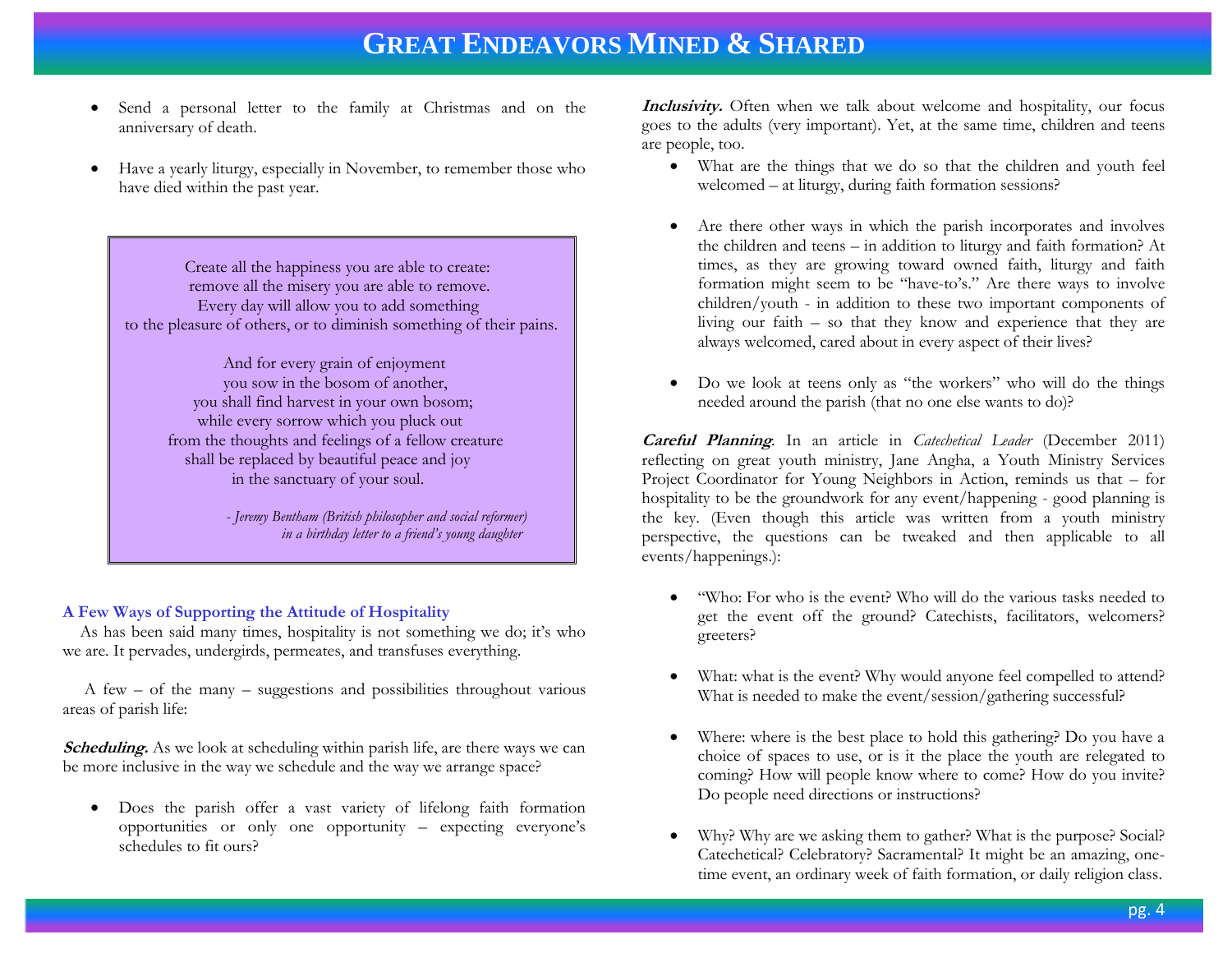- Send a personal letter to the family at Christmas and on the anniversary of death.
- Have a yearly liturgy, especially in November, to remember those who have died within the past year.

> Create all the happiness you are able to create:
> remove all the misery you are able to remove.
> Every day will allow you to add something
> to the pleasure of others, or to diminish something of their pains.
>
> And for every grain of enjoyment
> you sow in the bosom of another,
> you shall find harvest in your own bosom;
> while every sorrow which you pluck out
> from the thoughts and feelings of a fellow creature
> shall be replaced by beautiful peace and joy
> in the sanctuary of your soul.
>
> *- Jeremy Bentham (British philosopher and social reformer)*
> *in a birthday letter to a friend's young daughter*

### A Few Ways of Supporting the Attitude of Hospitality

As has been said many times, hospitality is not something we do; it's who we are. It pervades, undergirds, permeates, and transfuses everything.

A few – of the many – suggestions and possibilities throughout various areas of parish life:

***Scheduling.*** As we look at scheduling within parish life, are there ways we can be more inclusive in the way we schedule and the way we arrange space?

- Does the parish offer a vast variety of lifelong faith formation opportunities or only one opportunity – expecting everyone's schedules to fit ours?

***Inclusivity.*** Often when we talk about welcome and hospitality, our focus goes to the adults (very important). Yet, at the same time, children and teens are people, too.

- What are the things that we do so that the children and youth feel welcomed – at liturgy, during faith formation sessions?
- Are there other ways in which the parish incorporates and involves the children and teens – in addition to liturgy and faith formation? At times, as they are growing toward owned faith, liturgy and faith formation might seem to be "have-to's." Are there ways to involve children/youth - in addition to these two important components of living our faith – so that they know and experience that they are always welcomed, cared about in every aspect of their lives?
- Do we look at teens only as "the workers" who will do the things needed around the parish (that no one else wants to do)?

***Careful Planning***. In an article in *Catechetical Leader* (December 2011) reflecting on great youth ministry, Jane Angha, a Youth Ministry Services Project Coordinator for Young Neighbors in Action, reminds us that – for hospitality to be the groundwork for any event/happening - good planning is the key. (Even though this article was written from a youth ministry perspective, the questions can be tweaked and then applicable to all events/happenings.):

- "Who: For who is the event? Who will do the various tasks needed to get the event off the ground? Catechists, facilitators, welcomers? greeters?
- What: what is the event? Why would anyone feel compelled to attend? What is needed to make the event/session/gathering successful?
- Where: where is the best place to hold this gathering? Do you have a choice of spaces to use, or is it the place the youth are relegated to coming? How will people know where to come? How do you invite? Do people need directions or instructions?
- Why? Why are we asking them to gather? What is the purpose? Social? Catechetical? Celebratory? Sacramental? It might be an amazing, one-time event, an ordinary week of faith formation, or daily religion class.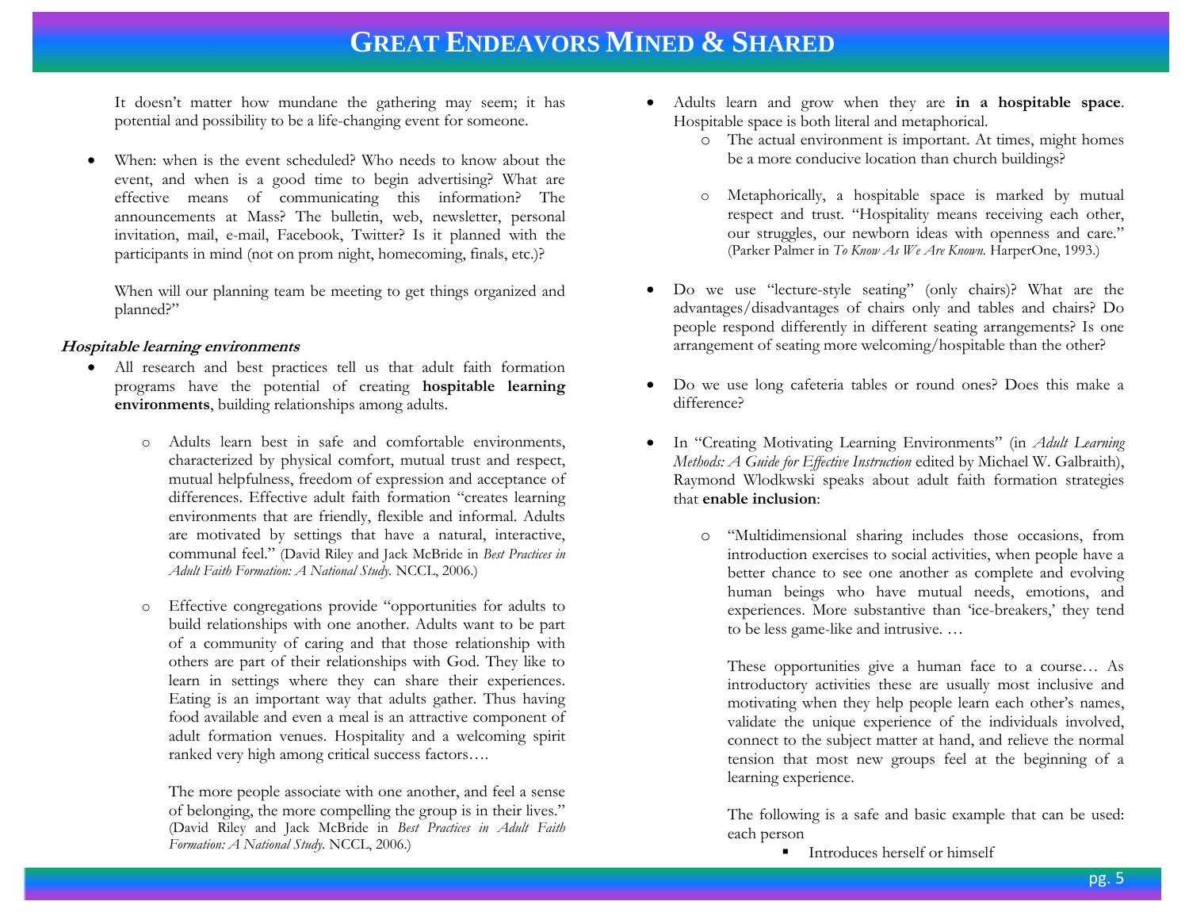It doesn't matter how mundane the gathering may seem; it has potential and possibility to be a life-changing event for someone.

- When: when is the event scheduled? Who needs to know about the event, and when is a good time to begin advertising? What are effective means of communicating this information? The announcements at Mass? The bulletin, web, newsletter, personal invitation, mail, e-mail, Facebook, Twitter? Is it planned with the participants in mind (not on prom night, homecoming, finals, etc.)?

  When will our planning team be meeting to get things organized and planned?"

***Hospitable learning environments***

- All research and best practices tell us that adult faith formation programs have the potential of creating **hospitable learning environments**, building relationships among adults.

  - Adults learn best in safe and comfortable environments, characterized by physical comfort, mutual trust and respect, mutual helpfulness, freedom of expression and acceptance of differences. Effective adult faith formation "creates learning environments that are friendly, flexible and informal. Adults are motivated by settings that have a natural, interactive, communal feel." (David Riley and Jack McBride in *Best Practices in Adult Faith Formation: A National Study.* NCCL, 2006.)

  - Effective congregations provide "opportunities for adults to build relationships with one another. Adults want to be part of a community of caring and that those relationship with others are part of their relationships with God. They like to learn in settings where they can share their experiences. Eating is an important way that adults gather. Thus having food available and even a meal is an attractive component of adult formation venues. Hospitality and a welcoming spirit ranked very high among critical success factors….

    The more people associate with one another, and feel a sense of belonging, the more compelling the group is in their lives." (David Riley and Jack McBride in *Best Practices in Adult Faith Formation: A National Study.* NCCL, 2006.)

- Adults learn and grow when they are **in a hospitable space**. Hospitable space is both literal and metaphorical.
  - The actual environment is important. At times, might homes be a more conducive location than church buildings?

  - Metaphorically, a hospitable space is marked by mutual respect and trust. "Hospitality means receiving each other, our struggles, our newborn ideas with openness and care." (Parker Palmer in *To Know As We Are Known.* HarperOne, 1993.)

- Do we use "lecture-style seating" (only chairs)? What are the advantages/disadvantages of chairs only and tables and chairs? Do people respond differently in different seating arrangements? Is one arrangement of seating more welcoming/hospitable than the other?

- Do we use long cafeteria tables or round ones? Does this make a difference?

- In "Creating Motivating Learning Environments" (in *Adult Learning Methods: A Guide for Effective Instruction* edited by Michael W. Galbraith), Raymond Wlodkwski speaks about adult faith formation strategies that **enable inclusion**:

  - "Multidimensional sharing includes those occasions, from introduction exercises to social activities, when people have a better chance to see one another as complete and evolving human beings who have mutual needs, emotions, and experiences. More substantive than 'ice-breakers,' they tend to be less game-like and intrusive. …

    These opportunities give a human face to a course… As introductory activities these are usually most inclusive and motivating when they help people learn each other's names, validate the unique experience of the individuals involved, connect to the subject matter at hand, and relieve the normal tension that most new groups feel at the beginning of a learning experience.

    The following is a safe and basic example that can be used: each person

    - Introduces herself or himself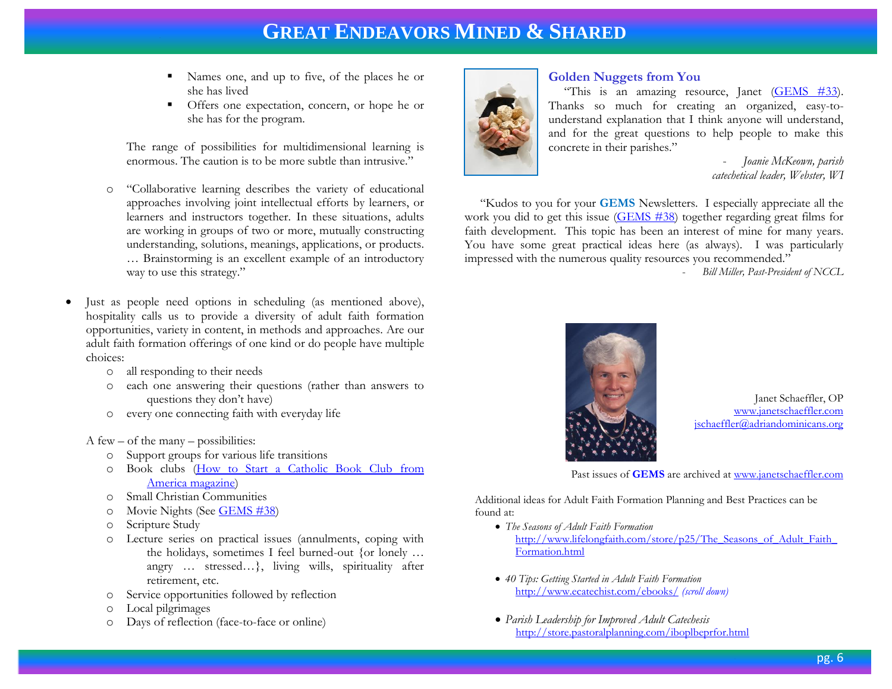- Names one, and up to five, of the places he or she has lived
- Offers one expectation, concern, or hope he or she has for the program.

The range of possibilities for multidimensional learning is enormous. The caution is to be more subtle than intrusive."

- "Collaborative learning describes the variety of educational approaches involving joint intellectual efforts by learners, or learners and instructors together. In these situations, adults are working in groups of two or more, mutually constructing understanding, solutions, meanings, applications, or products. … Brainstorming is an excellent example of an introductory way to use this strategy."

- Just as people need options in scheduling (as mentioned above), hospitality calls us to provide a diversity of adult faith formation opportunities, variety in content, in methods and approaches. Are our adult faith formation offerings of one kind or do people have multiple choices:
  - all responding to their needs
  - each one answering their questions (rather than answers to questions they don't have)
  - every one connecting faith with everyday life

A few – of the many – possibilities:

- Support groups for various life transitions
- Book clubs (How to Start a Catholic Book Club from America magazine)
- Small Christian Communities
- Movie Nights (See GEMS #38)
- Scripture Study
- Lecture series on practical issues (annulments, coping with the holidays, sometimes I feel burned-out {or lonely … angry … stressed…}, living wills, spirituality after retirement, etc.
- Service opportunities followed by reflection
- Local pilgrimages
- Days of reflection (face-to-face or online)

### Golden Nuggets from You

"This is an amazing resource, Janet (GEMS #33). Thanks so much for creating an organized, easy-to-understand explanation that I think anyone will understand, and for the great questions to help people to make this concrete in their parishes."

- *Joanie McKeown, parish catechetical leader, Webster, WI*

"Kudos to you for your **GEMS** Newsletters. I especially appreciate all the work you did to get this issue (GEMS #38) together regarding great films for faith development. This topic has been an interest of mine for many years. You have some great practical ideas here (as always). I was particularly impressed with the numerous quality resources you recommended."

- *Bill Miller, Past-President of NCCL*

Janet Schaeffler, OP
www.janetschaeffler.com
jschaeffler@adriandominicans.org

Past issues of **GEMS** are archived at www.janetschaeffler.com

Additional ideas for Adult Faith Formation Planning and Best Practices can be found at:

- *The Seasons of Adult Faith Formation*
  http://www.lifelongfaith.com/store/p25/The_Seasons_of_Adult_Faith_Formation.html
- *40 Tips: Getting Started in Adult Faith Formation*
  http://www.ecatechist.com/ebooks/ *(scroll down)*
- *Parish Leadership for Improved Adult Catechesis*
  http://store.pastoralplanning.com/iboplbeprfor.html